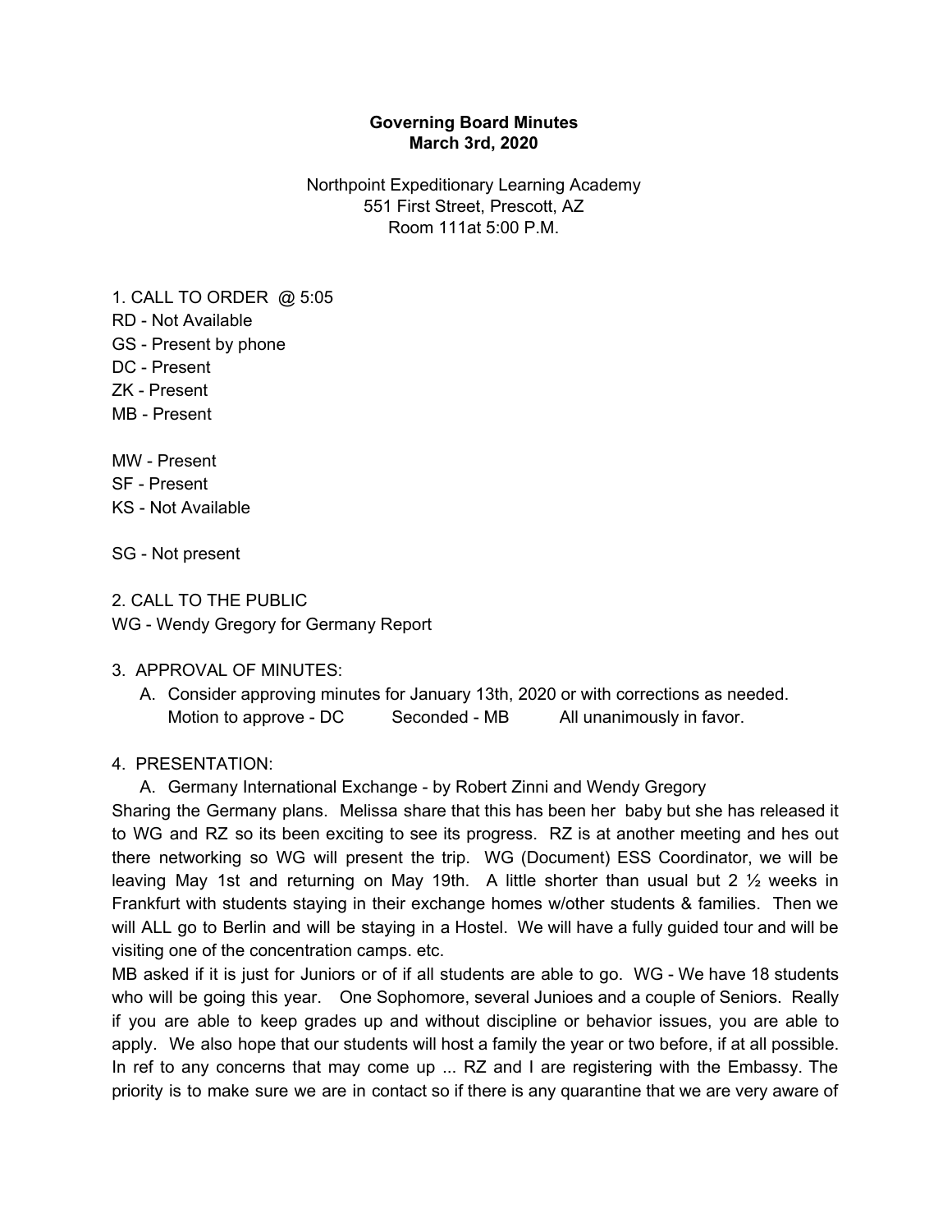**Governing Board Minutes**
**March 3rd, 2020**

Northpoint Expeditionary Learning Academy
551 First Street, Prescott, AZ
Room 111at 5:00 P.M.

1. CALL TO ORDER @ 5:05
RD - Not Available
GS - Present by phone
DC - Present
ZK - Present
MB - Present

MW - Present
SF - Present
KS - Not Available

SG - Not present

2. CALL TO THE PUBLIC
WG - Wendy Gregory for Germany Report

3. APPROVAL OF MINUTES:
   A. Consider approving minutes for January 13th, 2020 or with corrections as needed.
      Motion to approve - DC Seconded - MB All unanimously in favor.

4. PRESENTATION:
   A. Germany International Exchange - by Robert Zinni and Wendy Gregory

Sharing the Germany plans. Melissa share that this has been her baby but she has released it to WG and RZ so its been exciting to see its progress. RZ is at another meeting and hes out there networking so WG will present the trip. WG (Document) ESS Coordinator, we will be leaving May 1st and returning on May 19th. A little shorter than usual but 2 ½ weeks in Frankfurt with students staying in their exchange homes w/other students & families. Then we will ALL go to Berlin and will be staying in a Hostel. We will have a fully guided tour and will be visiting one of the concentration camps. etc.

MB asked if it is just for Juniors or of if all students are able to go. WG - We have 18 students who will be going this year. One Sophomore, several Junioes and a couple of Seniors. Really if you are able to keep grades up and without discipline or behavior issues, you are able to apply. We also hope that our students will host a family the year or two before, if at all possible. In ref to any concerns that may come up ... RZ and I are registering with the Embassy. The priority is to make sure we are in contact so if there is any quarantine that we are very aware of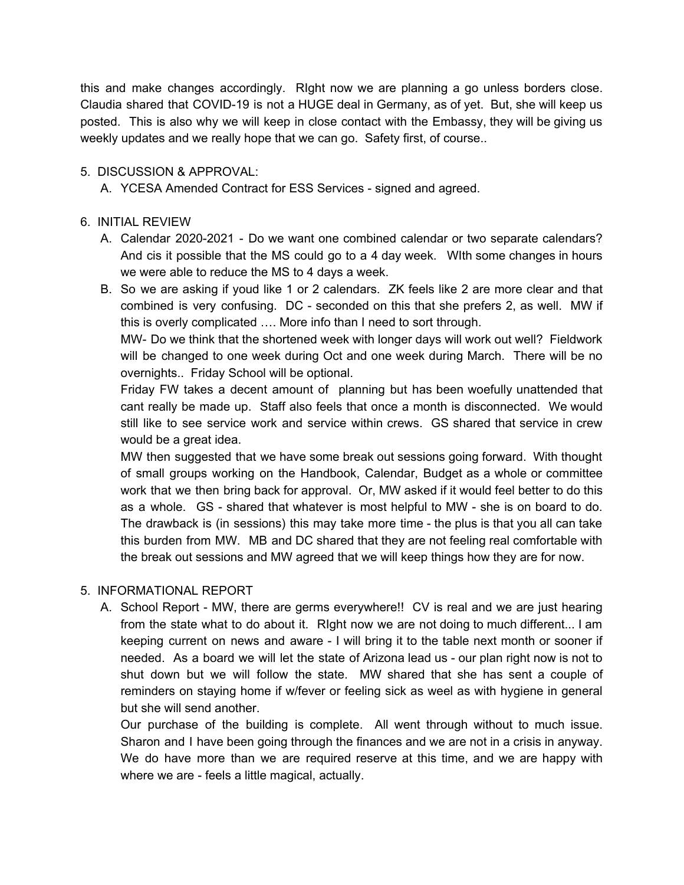this and make changes accordingly. RIght now we are planning a go unless borders close. Claudia shared that COVID-19 is not a HUGE deal in Germany, as of yet. But, she will keep us posted. This is also why we will keep in close contact with the Embassy, they will be giving us weekly updates and we really hope that we can go. Safety first, of course..

5. DISCUSSION & APPROVAL:
   A. YCESA Amended Contract for ESS Services - signed and agreed.

6. INITIAL REVIEW
   A. Calendar 2020-2021 - Do we want one combined calendar or two separate calendars? And cis it possible that the MS could go to a 4 day week. WIth some changes in hours we were able to reduce the MS to 4 days a week.
   B. So we are asking if youd like 1 or 2 calendars. ZK feels like 2 are more clear and that combined is very confusing. DC - seconded on this that she prefers 2, as well. MW if this is overly complicated …. More info than I need to sort through.

      MW- Do we think that the shortened week with longer days will work out well? Fieldwork will be changed to one week during Oct and one week during March. There will be no overnights.. Friday School will be optional.

      Friday FW takes a decent amount of planning but has been woefully unattended that cant really be made up. Staff also feels that once a month is disconnected. We would still like to see service work and service within crews. GS shared that service in crew would be a great idea.

      MW then suggested that we have some break out sessions going forward. With thought of small groups working on the Handbook, Calendar, Budget as a whole or committee work that we then bring back for approval. Or, MW asked if it would feel better to do this as a whole. GS - shared that whatever is most helpful to MW - she is on board to do. The drawback is (in sessions) this may take more time - the plus is that you all can take this burden from MW. MB and DC shared that they are not feeling real comfortable with the break out sessions and MW agreed that we will keep things how they are for now.

5. INFORMATIONAL REPORT
   A. School Report - MW, there are germs everywhere!! CV is real and we are just hearing from the state what to do about it. RIght now we are not doing to much different... I am keeping current on news and aware - I will bring it to the table next month or sooner if needed. As a board we will let the state of Arizona lead us - our plan right now is not to shut down but we will follow the state. MW shared that she has sent a couple of reminders on staying home if w/fever or feeling sick as weel as with hygiene in general but she will send another.

      Our purchase of the building is complete. All went through without to much issue. Sharon and I have been going through the finances and we are not in a crisis in anyway. We do have more than we are required reserve at this time, and we are happy with where we are - feels a little magical, actually.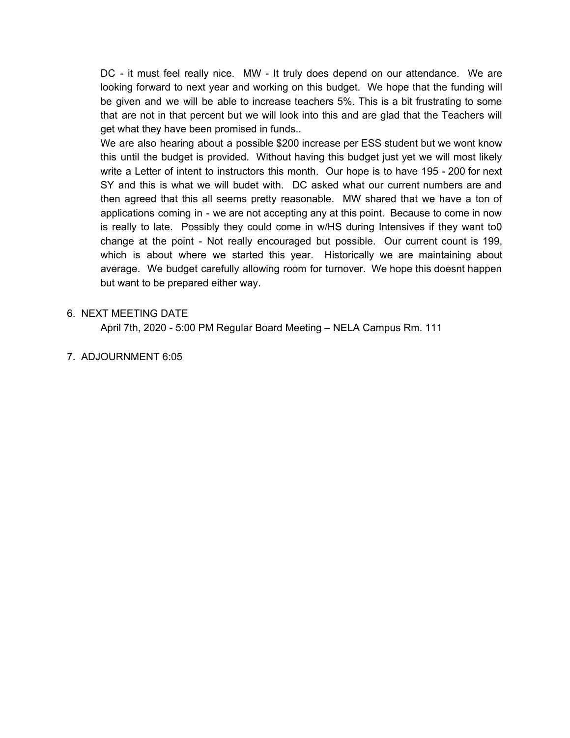DC - it must feel really nice. MW - It truly does depend on our attendance. We are looking forward to next year and working on this budget. We hope that the funding will be given and we will be able to increase teachers 5%. This is a bit frustrating to some that are not in that percent but we will look into this and are glad that the Teachers will get what they have been promised in funds..

We are also hearing about a possible $200 increase per ESS student but we wont know this until the budget is provided. Without having this budget just yet we will most likely write a Letter of intent to instructors this month. Our hope is to have 195 - 200 for next SY and this is what we will budet with. DC asked what our current numbers are and then agreed that this all seems pretty reasonable. MW shared that we have a ton of applications coming in - we are not accepting any at this point. Because to come in now is really to late. Possibly they could come in w/HS during Intensives if they want to0 change at the point - Not really encouraged but possible. Our current count is 199, which is about where we started this year. Historically we are maintaining about average. We budget carefully allowing room for turnover. We hope this doesnt happen but want to be prepared either way.

6. NEXT MEETING DATE

   April 7th, 2020 - 5:00 PM Regular Board Meeting – NELA Campus Rm. 111

7. ADJOURNMENT 6:05